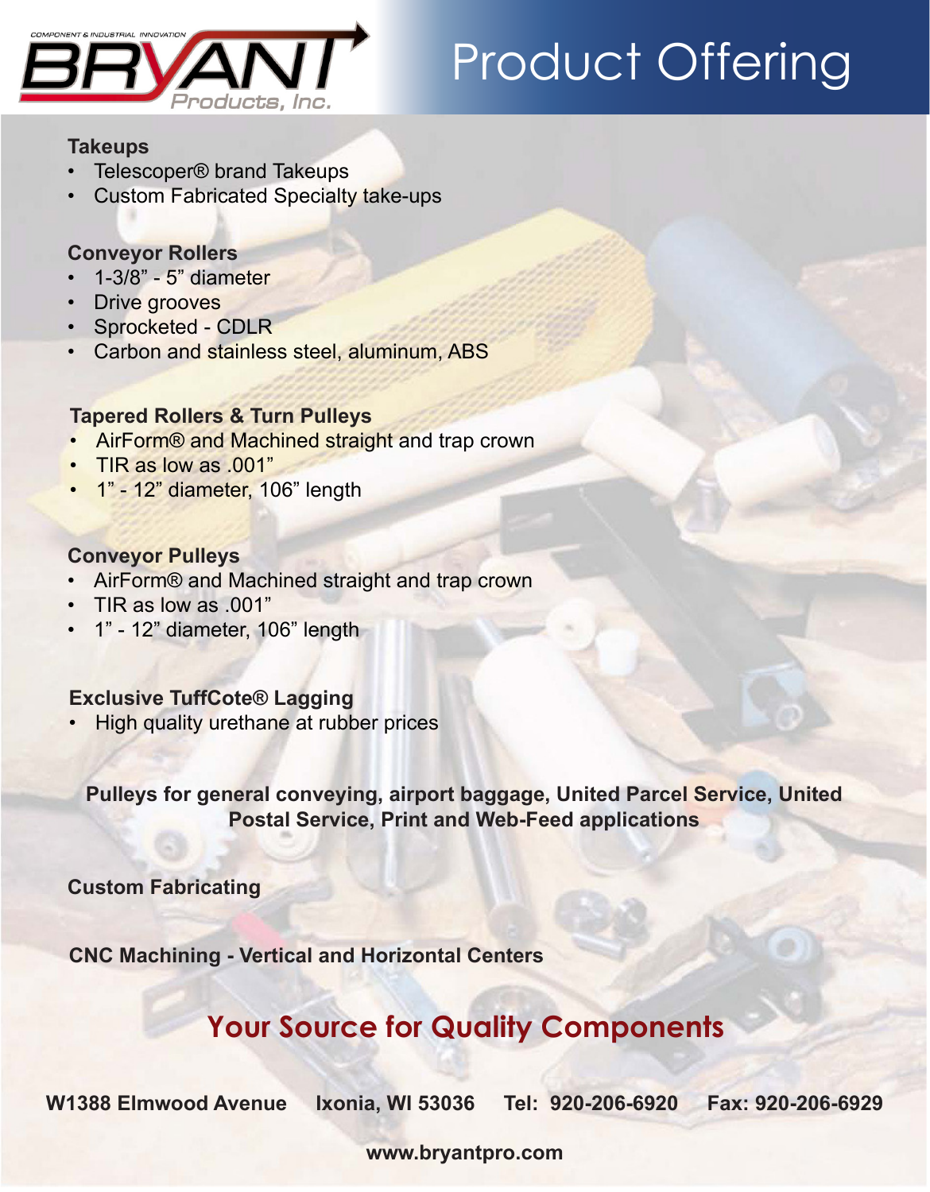BRYANT Products, Inc.

COMPONENT & INDUSTRIAL INNOVATION

# Product Offering

**Takeups**

- Telescoper® brand Takeups
- Custom Fabricated Specialty take-ups

**Conveyor Rollers**

- 1-3/8" - 5" diameter
- Drive grooves
- Sprocketed - CDLR
- Carbon and stainless steel, aluminum, ABS

**Tapered Rollers & Turn Pulleys**

- AirForm® and Machined straight and trap crown
- TIR as low as .001"
- 1" - 12" diameter, 106" length

**Conveyor Pulleys**

- AirForm® and Machined straight and trap crown
- TIR as low as .001"
- 1" - 12" diameter, 106" length

**Exclusive TuffCote® Lagging**

- High quality urethane at rubber prices

**Pulleys for general conveying, airport baggage, United Parcel Service, United Postal Service, Print and Web-Feed applications**

**Custom Fabricating**

**CNC Machining - Vertical and Horizontal Centers**

## Your Source for Quality Components

**W1388 Elmwood Avenue Ixonia, WI 53036 Tel: 920-206-6920 Fax: 920-206-6929**

**www.bryantpro.com**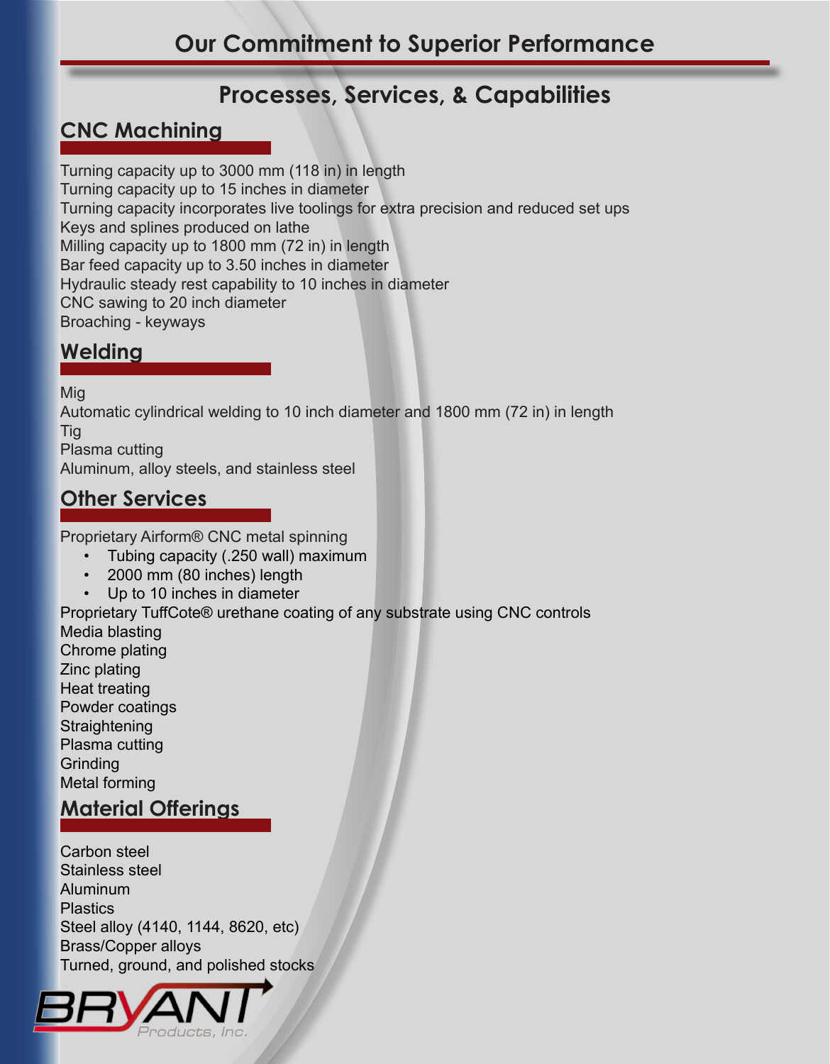# Our Commitment to Superior Performance

## Processes, Services, & Capabilities

### CNC Machining

Turning capacity up to 3000 mm (118 in) in length
Turning capacity up to 15 inches in diameter
Turning capacity incorporates live toolings for extra precision and reduced set ups
Keys and splines produced on lathe
Milling capacity up to 1800 mm (72 in) in length
Bar feed capacity up to 3.50 inches in diameter
Hydraulic steady rest capability to 10 inches in diameter
CNC sawing to 20 inch diameter
Broaching - keyways

### Welding

Mig
Automatic cylindrical welding to 10 inch diameter and 1800 mm (72 in) in length
Tig
Plasma cutting
Aluminum, alloy steels, and stainless steel

### Other Services

Proprietary Airform® CNC metal spinning

- Tubing capacity (.250 wall) maximum
- 2000 mm (80 inches) length
- Up to 10 inches in diameter

Proprietary TuffCote® urethane coating of any substrate using CNC controls
Media blasting
Chrome plating
Zinc plating
Heat treating
Powder coatings
Straightening
Plasma cutting
Grinding
Metal forming

### Material Offerings

Carbon steel
Stainless steel
Aluminum
Plastics
Steel alloy (4140, 1144, 8620, etc)
Brass/Copper alloys
Turned, ground, and polished stocks

BRYANT Products, Inc.